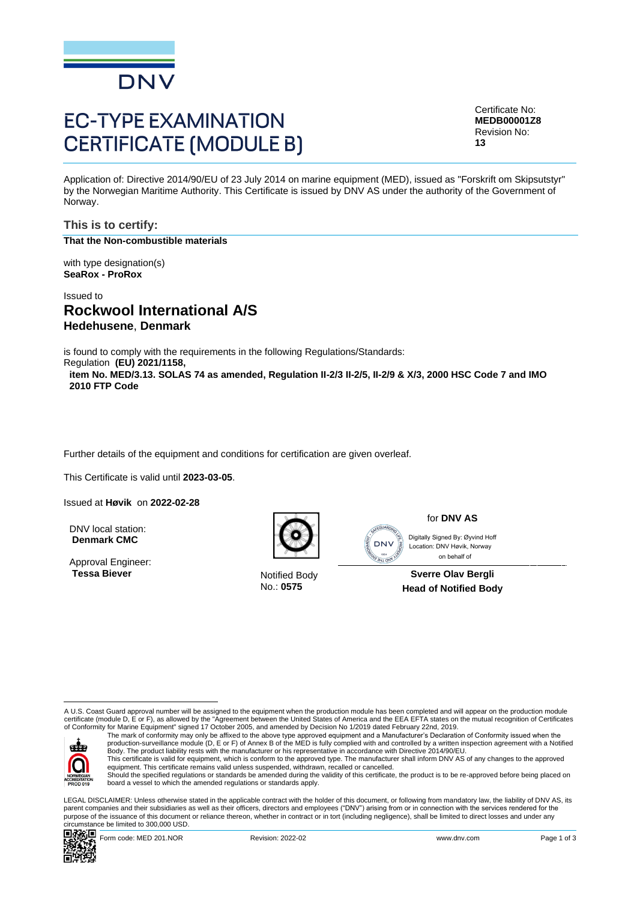# EC-TYPE EXAMINATION CERTIFICATE (MODULE B)

Certificate No:
**MEDB00001Z8**
Revision No:
**13**

Application of: Directive 2014/90/EU of 23 July 2014 on marine equipment (MED), issued as "Forskrift om Skipsutstyr" by the Norwegian Maritime Authority. This Certificate is issued by DNV AS under the authority of the Government of Norway.

## This is to certify:

**That the Non-combustible materials**

with type designation(s)
**SeaRox - ProRox**

Issued to
## Rockwool International A/S
### Hedehusene, Denmark

is found to comply with the requirements in the following Regulations/Standards:
Regulation **(EU) 2021/1158,**
**item No. MED/3.13. SOLAS 74 as amended, Regulation II-2/3 II-2/5, II-2/9 & X/3, 2000 HSC Code 7 and IMO 2010 FTP Code**

Further details of the equipment and conditions for certification are given overleaf.

This Certificate is valid until **2023-03-05**.

Issued at **Høvik** on **2022-02-28**

DNV local station:
**Denmark CMC**

Approval Engineer:
**Tessa Biever**

Notified Body
No.: **0575**

for **DNV AS**

Digitally Signed By: Øyvind Hoff
Location: DNV Høvik, Norway
on behalf of

**Sverre Olav Bergli**
**Head of Notified Body**

---

A U.S. Coast Guard approval number will be assigned to the equipment when the production module has been completed and will appear on the production module certificate (module D, E or F), as allowed by the "Agreement between the United States of America and the EEA EFTA states on the mutual recognition of Certificates of Conformity for Marine Equipment" signed 17 October 2005, and amended by Decision No 1/2019 dated February 22nd, 2019.

The mark of conformity may only be affixed to the above type approved equipment and a Manufacturer's Declaration of Conformity issued when the production-surveillance module (D, E or F) of Annex B of the MED is fully complied with and controlled by a written inspection agreement with a Notified Body. The product liability rests with the manufacturer or his representative in accordance with Directive 2014/90/EU.
This certificate is valid for equipment, which is conform to the approved type. The manufacturer shall inform DNV AS of any changes to the approved equipment. This certificate remains valid unless suspended, withdrawn, recalled or cancelled.
Should the specified regulations or standards be amended during the validity of this certificate, the product is to be re-approved before being placed on board a vessel to which the amended regulations or standards apply.

LEGAL DISCLAIMER: Unless otherwise stated in the applicable contract with the holder of this document, or following from mandatory law, the liability of DNV AS, its parent companies and their subsidiaries as well as their officers, directors and employees ("DNV") arising from or in connection with the services rendered for the purpose of the issuance of this document or reliance thereon, whether in contract or in tort (including negligence), shall be limited to direct losses and under any circumstance be limited to 300,000 USD.

Form code: MED 201.NOR Revision: 2022-02 www.dnv.com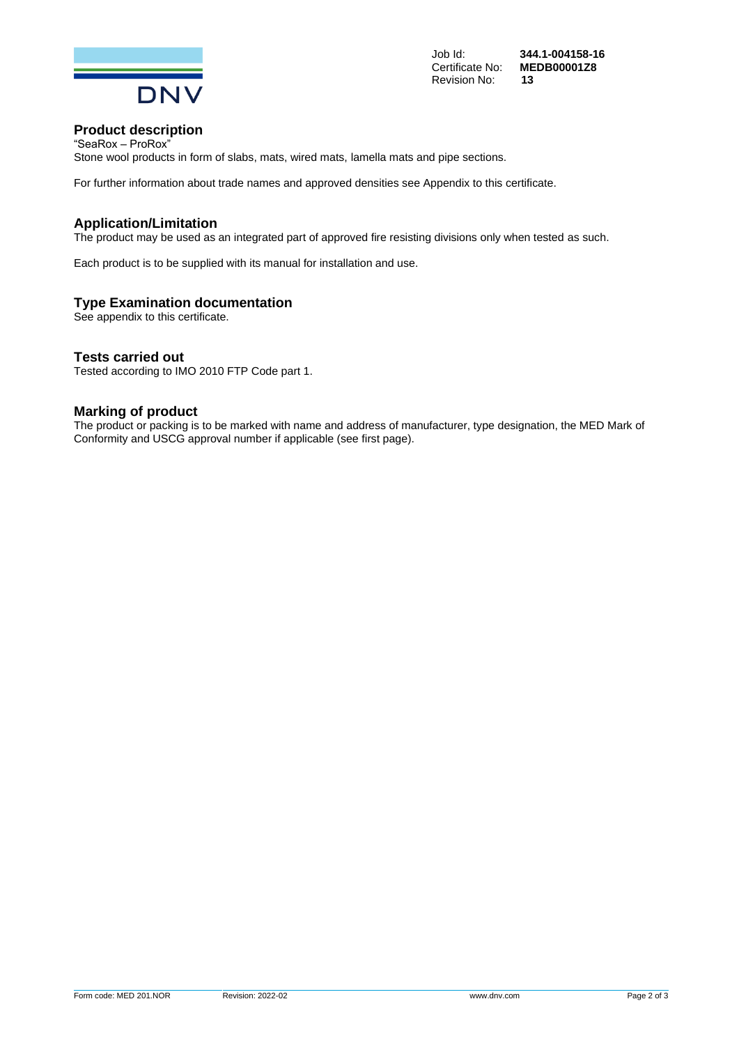| Job Id: | 344.1-004158-16 |
| --- | --- |
| Certificate No: | MEDB00001Z8 |
| Revision No: | 13 |

## Product description

"SeaRox – ProRox"
Stone wool products in form of slabs, mats, wired mats, lamella mats and pipe sections.

For further information about trade names and approved densities see Appendix to this certificate.

## Application/Limitation

The product may be used as an integrated part of approved fire resisting divisions only when tested as such.

Each product is to be supplied with its manual for installation and use.

## Type Examination documentation

See appendix to this certificate.

## Tests carried out

Tested according to IMO 2010 FTP Code part 1.

## Marking of product

The product or packing is to be marked with name and address of manufacturer, type designation, the MED Mark of Conformity and USCG approval number if applicable (see first page).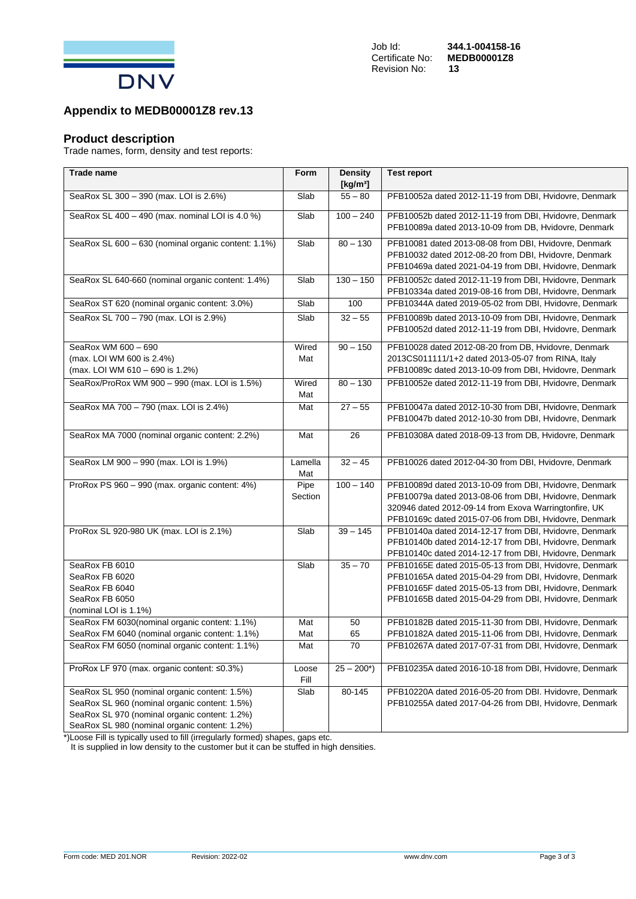Job Id: **344.1-004158-16**
Certificate No: **MEDB00001Z8**
Revision No: **13**

## Appendix to MEDB00001Z8 rev.13

### Product description

Trade names, form, density and test reports:

| Trade name | Form | Density [kg/m³] | Test report |
|---|---|---|---|
| SeaRox SL 300 – 390 (max. LOI is 2.6%) | Slab | 55 – 80 | PFB10052a dated 2012-11-19 from DBI, Hvidovre, Denmark |
| SeaRox SL 400 – 490 (max. nominal LOI is 4.0 %) | Slab | 100 – 240 | PFB10052b dated 2012-11-19 from DBI, Hvidovre, Denmark<br>PFB10089a dated 2013-10-09 from DB, Hvidovre, Denmark |
| SeaRox SL 600 – 630 (nominal organic content: 1.1%) | Slab | 80 – 130 | PFB10081 dated 2013-08-08 from DBI, Hvidovre, Denmark<br>PFB10032 dated 2012-08-20 from DBI, Hvidovre, Denmark<br>PFB10469a dated 2021-04-19 from DBI, Hvidovre, Denmark |
| SeaRox SL 640-660 (nominal organic content: 1.4%) | Slab | 130 – 150 | PFB10052c dated 2012-11-19 from DBI, Hvidovre, Denmark<br>PFB10334a dated 2019-08-16 from DBI, Hvidovre, Denmark |
| SeaRox ST 620 (nominal organic content: 3.0%) | Slab | 100 | PFB10344A dated 2019-05-02 from DBI, Hvidovre, Denmark |
| SeaRox SL 700 – 790 (max. LOI is 2.9%) | Slab | 32 – 55 | PFB10089b dated 2013-10-09 from DBI, Hvidovre, Denmark<br>PFB10052d dated 2012-11-19 from DBI, Hvidovre, Denmark |
| SeaRox WM 600 – 690<br>(max. LOI WM 600 is 2.4%)<br>(max. LOI WM 610 – 690 is 1.2%) | Wired Mat | 90 – 150 | PFB10028 dated 2012-08-20 from DB, Hvidovre, Denmark<br>2013CS011111/1+2 dated 2013-05-07 from RINA, Italy<br>PFB10089c dated 2013-10-09 from DBI, Hvidovre, Denmark |
| SeaRox/ProRox WM 900 – 990 (max. LOI is 1.5%) | Wired Mat | 80 – 130 | PFB10052e dated 2012-11-19 from DBI, Hvidovre, Denmark |
| SeaRox MA 700 – 790 (max. LOI is 2.4%) | Mat | 27 – 55 | PFB10047a dated 2012-10-30 from DBI, Hvidovre, Denmark<br>PFB10047b dated 2012-10-30 from DBI, Hvidovre, Denmark |
| SeaRox MA 7000 (nominal organic content: 2.2%) | Mat | 26 | PFB10308A dated 2018-09-13 from DB, Hvidovre, Denmark |
| SeaRox LM 900 – 990 (max. LOI is 1.9%) | Lamella Mat | 32 – 45 | PFB10026 dated 2012-04-30 from DBI, Hvidovre, Denmark |
| ProRox PS 960 – 990 (max. organic content: 4%) | Pipe Section | 100 – 140 | PFB10089d dated 2013-10-09 from DBI, Hvidovre, Denmark<br>PFB10079a dated 2013-08-06 from DBI, Hvidovre, Denmark<br>320946 dated 2012-09-14 from Exova Warringtonfire, UK<br>PFB10169c dated 2015-07-06 from DBI, Hvidovre, Denmark |
| ProRox SL 920-980 UK (max. LOI is 2.1%) | Slab | 39 – 145 | PFB10140a dated 2014-12-17 from DBI, Hvidovre, Denmark<br>PFB10140b dated 2014-12-17 from DBI, Hvidovre, Denmark<br>PFB10140c dated 2014-12-17 from DBI, Hvidovre, Denmark |
| SeaRox FB 6010<br>SeaRox FB 6020<br>SeaRox FB 6040<br>SeaRox FB 6050<br>(nominal LOI is 1.1%) | Slab | 35 – 70 | PFB10165E dated 2015-05-13 from DBI, Hvidovre, Denmark<br>PFB10165A dated 2015-04-29 from DBI, Hvidovre, Denmark<br>PFB10165F dated 2015-05-13 from DBI, Hvidovre, Denmark<br>PFB10165B dated 2015-04-29 from DBI, Hvidovre, Denmark |
| SeaRox FM 6030(nominal organic content: 1.1%)<br>SeaRox FM 6040 (nominal organic content: 1.1%) | Mat<br>Mat | 50<br>65 | PFB10182B dated 2015-11-30 from DBI, Hvidovre, Denmark<br>PFB10182A dated 2015-11-06 from DBI, Hvidovre, Denmark |
| SeaRox FM 6050 (nominal organic content: 1.1%) | Mat | 70 | PFB10267A dated 2017-07-31 from DBI, Hvidovre, Denmark |
| ProRox LF 970 (max. organic content: ≤0.3%) | Loose Fill | 25 – 200*) | PFB10235A dated 2016-10-18 from DBI, Hvidovre, Denmark |
| SeaRox SL 950 (nominal organic content: 1.5%)<br>SeaRox SL 960 (nominal organic content: 1.5%)<br>SeaRox SL 970 (nominal organic content: 1.2%)<br>SeaRox SL 980 (nominal organic content: 1.2%) | Slab | 80-145 | PFB10220A dated 2016-05-20 from DBI. Hvidovre, Denmark<br>PFB10255A dated 2017-04-26 from DBI, Hvidovre, Denmark |

*)Loose Fill is typically used to fill (irregularly formed) shapes, gaps etc.
It is supplied in low density to the customer but it can be stuffed in high densities.

Form code: MED 201.NOR Revision: 2022-02 www.dnv.com